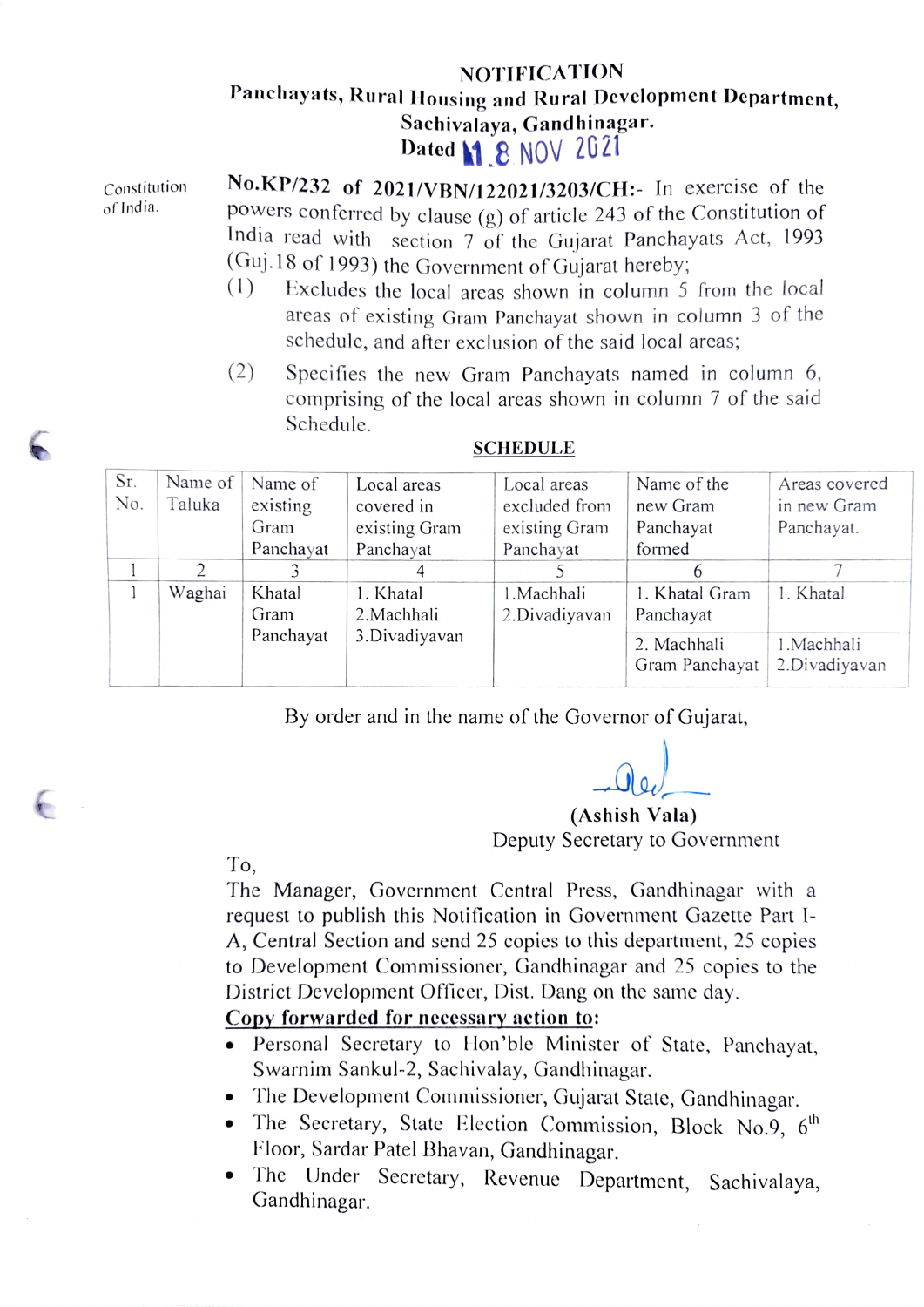**NOTIFICATION**

**Panchayats, Rural Housing and Rural Development Department,**
**Sachivalaya, Gandhinagar.**
**Dated 18 NOV 2021**

Constitution of India.

**No.KP/232 of 2021/VBN/122021/3203/CH:-** In exercise of the powers conferred by clause (g) of article 243 of the Constitution of India read with section 7 of the Gujarat Panchayats Act, 1993 (Guj.18 of 1993) the Government of Gujarat hereby;

(1) Excludes the local areas shown in column 5 from the local areas of existing Gram Panchayat shown in column 3 of the schedule, and after exclusion of the said local areas;

(2) Specifies the new Gram Panchayats named in column 6, comprising of the local areas shown in column 7 of the said Schedule.

**SCHEDULE**

| Sr. No. | Name of Taluka | Name of existing Gram Panchayat | Local areas covered in existing Gram Panchayat | Local areas excluded from existing Gram Panchayat | Name of the new Gram Panchayat formed | Areas covered in new Gram Panchayat. |
|---|---|---|---|---|---|---|
| 1 | 2 | 3 | 4 | 5 | 6 | 7 |
| 1 | Waghai | Khatal Gram Panchayat | 1. Khatal 2.Machhali 3.Divadiyavan | 1.Machhali 2.Divadiyavan | 1. Khatal Gram Panchayat | 1. Khatal |
| | | | | | 2. Machhali Gram Panchayat | 1.Machhali 2.Divadiyavan |

By order and in the name of the Governor of Gujarat,

(Ashish Vala)
Deputy Secretary to Government

To,
The Manager, Government Central Press, Gandhinagar with a request to publish this Notification in Government Gazette Part I-A, Central Section and send 25 copies to this department, 25 copies to Development Commissioner, Gandhinagar and 25 copies to the District Development Officer, Dist. Dang on the same day.

**Copy forwarded for necessary action to:**

- Personal Secretary to Hon'ble Minister of State, Panchayat, Swarnim Sankul-2, Sachivalay, Gandhinagar.
- The Development Commissioner, Gujarat State, Gandhinagar.
- The Secretary, State Election Commission, Block No.9, 6th Floor, Sardar Patel Bhavan, Gandhinagar.
- The Under Secretary, Revenue Department, Sachivalaya, Gandhinagar.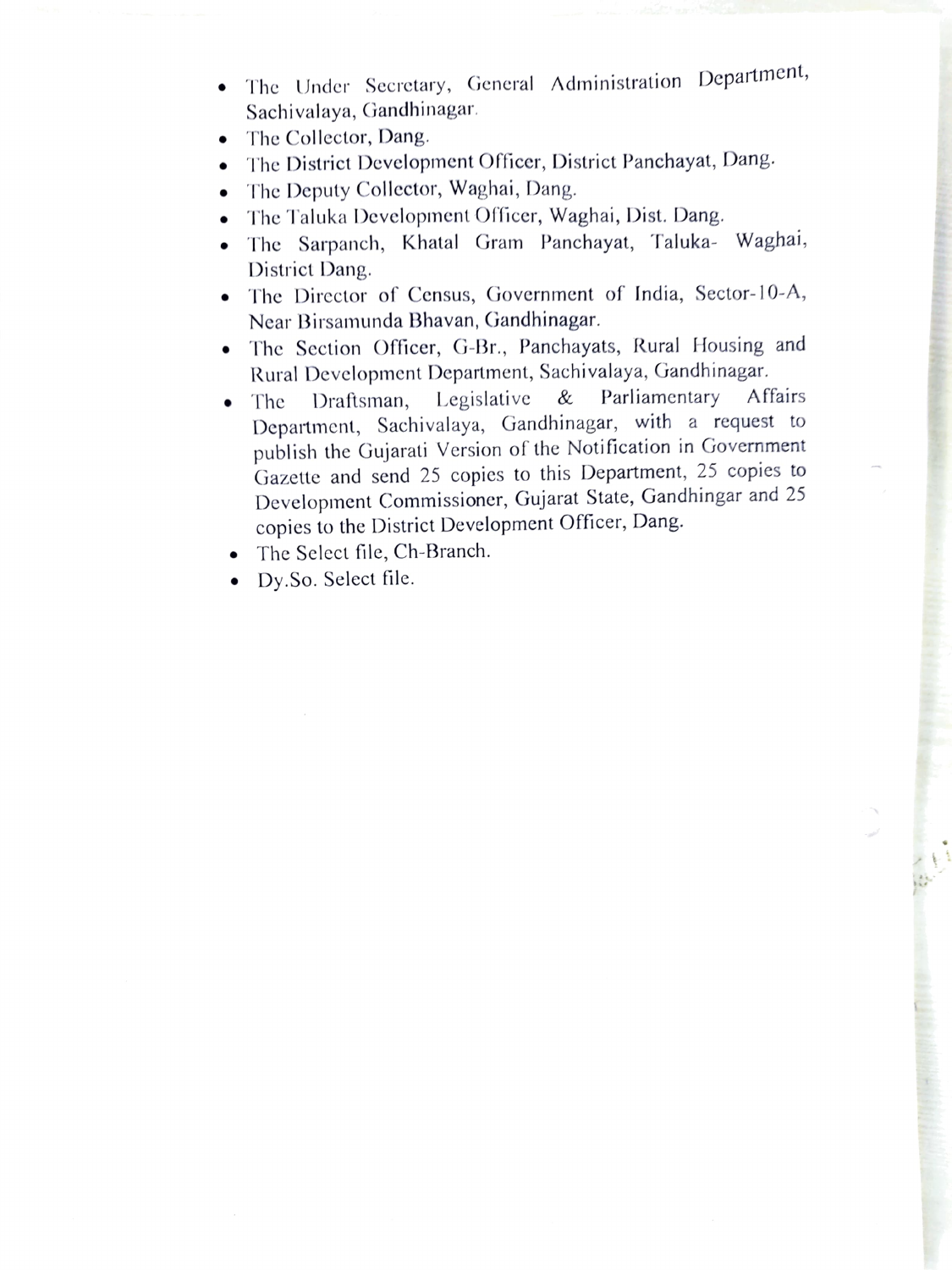- The Under Secretary, General Administration Department, Sachivalaya, Gandhinagar.
- The Collector, Dang.
- The District Development Officer, District Panchayat, Dang.
- The Deputy Collector, Waghai, Dang.
- The Taluka Development Officer, Waghai, Dist. Dang.
- The Sarpanch, Khatal Gram Panchayat, Taluka- Waghai, District Dang.
- The Director of Census, Government of India, Sector-10-A, Near Birsamunda Bhavan, Gandhinagar.
- The Section Officer, G-Br., Panchayats, Rural Housing and Rural Development Department, Sachivalaya, Gandhinagar.
- The Draftsman, Legislative & Parliamentary Affairs Department, Sachivalaya, Gandhinagar, with a request to publish the Gujarati Version of the Notification in Government Gazette and send 25 copies to this Department, 25 copies to Development Commissioner, Gujarat State, Gandhingar and 25 copies to the District Development Officer, Dang.
- The Select file, Ch-Branch.
- Dy.So. Select file.